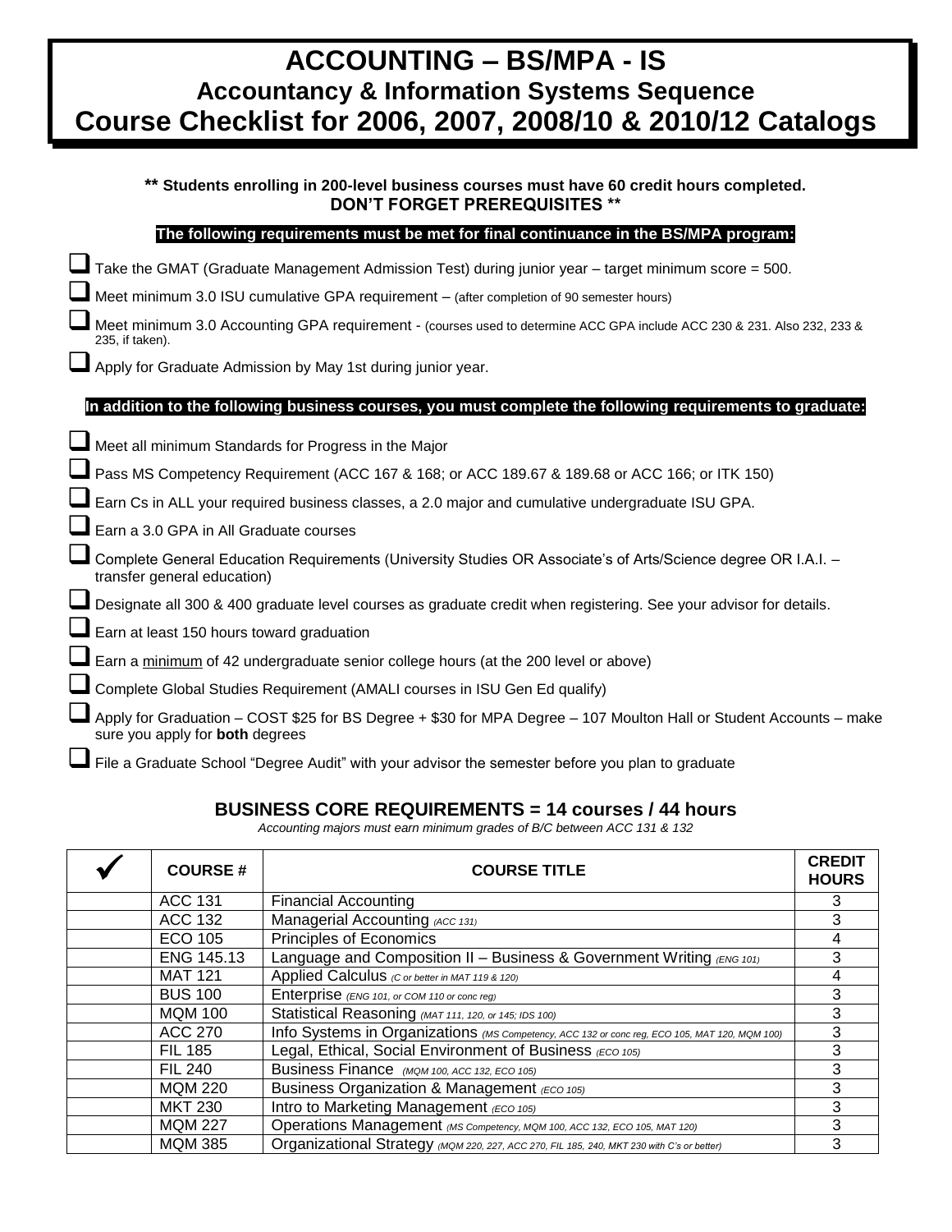# ACCOUNTING – BS/MPA - IS
## Accountancy & Information Systems Sequence
## Course Checklist for 2006, 2007, 2008/10 & 2010/12 Catalogs

**\*\* Students enrolling in 200-level business courses must have 60 credit hours completed.**
**DON'T FORGET PREREQUISITES \*\***

**The following requirements must be met for final continuance in the BS/MPA program:**

- ☐ Take the GMAT (Graduate Management Admission Test) during junior year – target minimum score = 500.
- ☐ Meet minimum 3.0 ISU cumulative GPA requirement – (after completion of 90 semester hours)
- ☐ Meet minimum 3.0 Accounting GPA requirement - (courses used to determine ACC GPA include ACC 230 & 231. Also 232, 233 & 235, if taken).
- ☐ Apply for Graduate Admission by May 1st during junior year.

**In addition to the following business courses, you must complete the following requirements to graduate:**

- ☐ Meet all minimum Standards for Progress in the Major
- ☐ Pass MS Competency Requirement (ACC 167 & 168; or ACC 189.67 & 189.68 or ACC 166; or ITK 150)
- ☐ Earn Cs in ALL your required business classes, a 2.0 major and cumulative undergraduate ISU GPA.
- ☐ Earn a 3.0 GPA in All Graduate courses
- ☐ Complete General Education Requirements (University Studies OR Associate's of Arts/Science degree OR I.A.I. – transfer general education)
- ☐ Designate all 300 & 400 graduate level courses as graduate credit when registering. See your advisor for details.
- ☐ Earn at least 150 hours toward graduation
- ☐ Earn a minimum of 42 undergraduate senior college hours (at the 200 level or above)
- ☐ Complete Global Studies Requirement (AMALI courses in ISU Gen Ed qualify)
- ☐ Apply for Graduation – COST $25 for BS Degree + $30 for MPA Degree – 107 Moulton Hall or Student Accounts – make sure you apply for **both** degrees
- ☐ File a Graduate School "Degree Audit" with your advisor the semester before you plan to graduate

### BUSINESS CORE REQUIREMENTS = 14 courses / 44 hours

*Accounting majors must earn minimum grades of B/C between ACC 131 & 132*

| ✓ | COURSE # | COURSE TITLE | CREDIT HOURS |
|---|---|---|---|
| | ACC 131 | Financial Accounting | 3 |
| | ACC 132 | Managerial Accounting *(ACC 131)* | 3 |
| | ECO 105 | Principles of Economics | 4 |
| | ENG 145.13 | Language and Composition II – Business & Government Writing *(ENG 101)* | 3 |
| | MAT 121 | Applied Calculus *(C or better in MAT 119 & 120)* | 4 |
| | BUS 100 | Enterprise *(ENG 101, or COM 110 or conc reg)* | 3 |
| | MQM 100 | Statistical Reasoning *(MAT 111, 120, or 145; IDS 100)* | 3 |
| | ACC 270 | Info Systems in Organizations *(MS Competency, ACC 132 or conc reg, ECO 105, MAT 120, MQM 100)* | 3 |
| | FIL 185 | Legal, Ethical, Social Environment of Business *(ECO 105)* | 3 |
| | FIL 240 | Business Finance *(MQM 100, ACC 132, ECO 105)* | 3 |
| | MQM 220 | Business Organization & Management *(ECO 105)* | 3 |
| | MKT 230 | Intro to Marketing Management *(ECO 105)* | 3 |
| | MQM 227 | Operations Management *(MS Competency, MQM 100, ACC 132, ECO 105, MAT 120)* | 3 |
| | MQM 385 | Organizational Strategy *(MQM 220, 227, ACC 270, FIL 185, 240, MKT 230 with C's or better)* | 3 |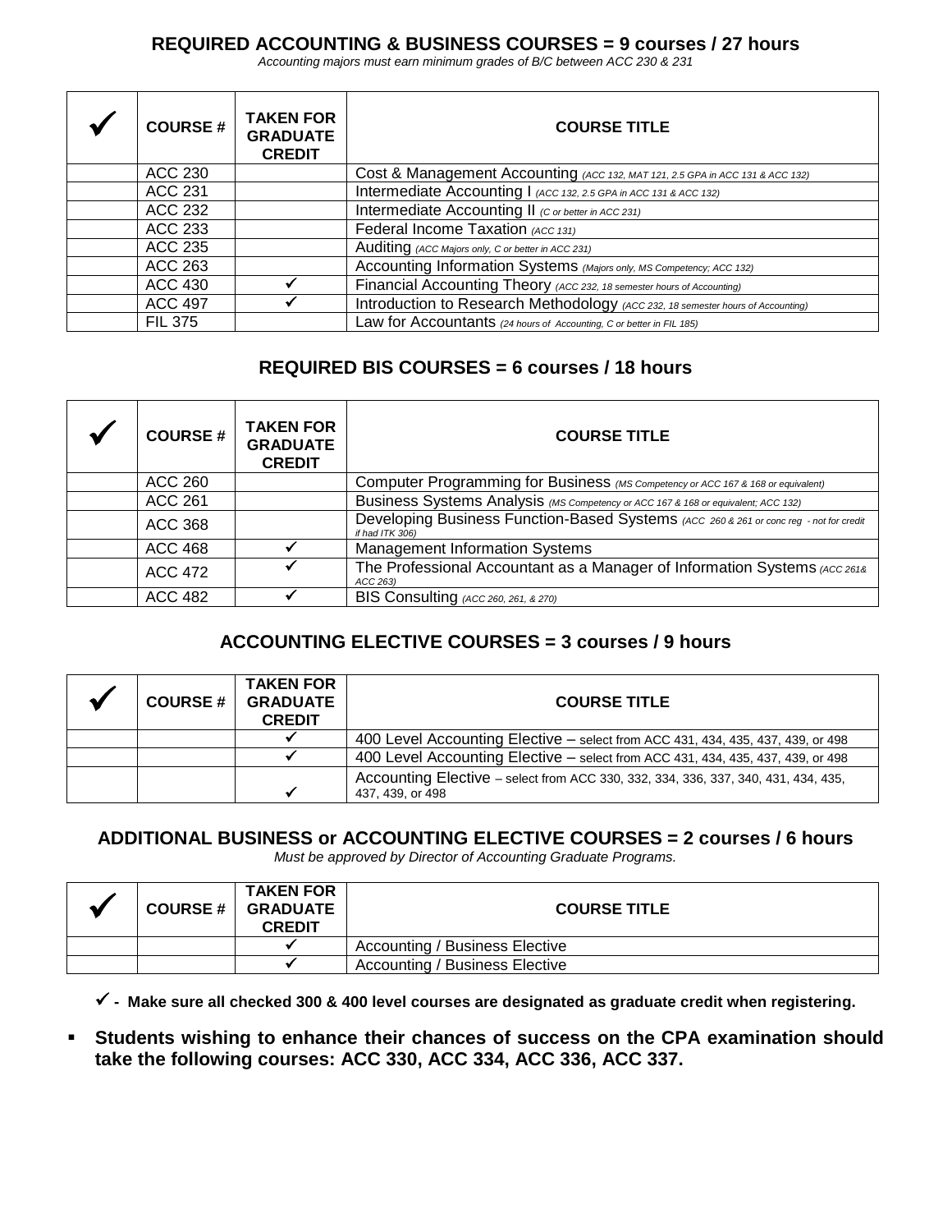## REQUIRED ACCOUNTING & BUSINESS COURSES = 9 courses / 27 hours

*Accounting majors must earn minimum grades of B/C between ACC 230 & 231*

| ✔ | COURSE # | TAKEN FOR GRADUATE CREDIT | COURSE TITLE |
|---|---|---|---|
| | ACC 230 | | Cost & Management Accounting *(ACC 132, MAT 121, 2.5 GPA in ACC 131 & ACC 132)* |
| | ACC 231 | | Intermediate Accounting I *(ACC 132, 2.5 GPA in ACC 131 & ACC 132)* |
| | ACC 232 | | Intermediate Accounting II *(C or better in ACC 231)* |
| | ACC 233 | | Federal Income Taxation *(ACC 131)* |
| | ACC 235 | | Auditing *(ACC Majors only, C or better in ACC 231)* |
| | ACC 263 | | Accounting Information Systems *(Majors only, MS Competency; ACC 132)* |
| | ACC 430 | ✓ | Financial Accounting Theory *(ACC 232, 18 semester hours of Accounting)* |
| | ACC 497 | ✓ | Introduction to Research Methodology *(ACC 232, 18 semester hours of Accounting)* |
| | FIL 375 | | Law for Accountants *(24 hours of Accounting, C or better in FIL 185)* |

## REQUIRED BIS COURSES = 6 courses / 18 hours

| ✔ | COURSE # | TAKEN FOR GRADUATE CREDIT | COURSE TITLE |
|---|---|---|---|
| | ACC 260 | | Computer Programming for Business *(MS Competency or ACC 167 & 168 or equivalent)* |
| | ACC 261 | | Business Systems Analysis *(MS Competency or ACC 167 & 168 or equivalent; ACC 132)* |
| | ACC 368 | | Developing Business Function-Based Systems *(ACC 260 & 261 or conc reg - not for credit if had ITK 306)* |
| | ACC 468 | ✓ | Management Information Systems |
| | ACC 472 | ✓ | The Professional Accountant as a Manager of Information Systems *(ACC 261& ACC 263)* |
| | ACC 482 | ✓ | BIS Consulting *(ACC 260, 261, & 270)* |

## ACCOUNTING ELECTIVE COURSES = 3 courses / 9 hours

| ✔ | COURSE # | TAKEN FOR GRADUATE CREDIT | COURSE TITLE |
|---|---|---|---|
| | | ✓ | 400 Level Accounting Elective – select from ACC 431, 434, 435, 437, 439, or 498 |
| | | ✓ | 400 Level Accounting Elective – select from ACC 431, 434, 435, 437, 439, or 498 |
| | | ✓ | Accounting Elective – select from ACC 330, 332, 334, 336, 337, 340, 431, 434, 435, 437, 439, or 498 |

## ADDITIONAL BUSINESS or ACCOUNTING ELECTIVE COURSES = 2 courses / 6 hours

*Must be approved by Director of Accounting Graduate Programs.*

| ✔ | COURSE # | TAKEN FOR GRADUATE CREDIT | COURSE TITLE |
|---|---|---|---|
| | | ✓ | Accounting / Business Elective |
| | | ✓ | Accounting / Business Elective |

**✓ - Make sure all checked 300 & 400 level courses are designated as graduate credit when registering.**

- **Students wishing to enhance their chances of success on the CPA examination should take the following courses: ACC 330, ACC 334, ACC 336, ACC 337.**